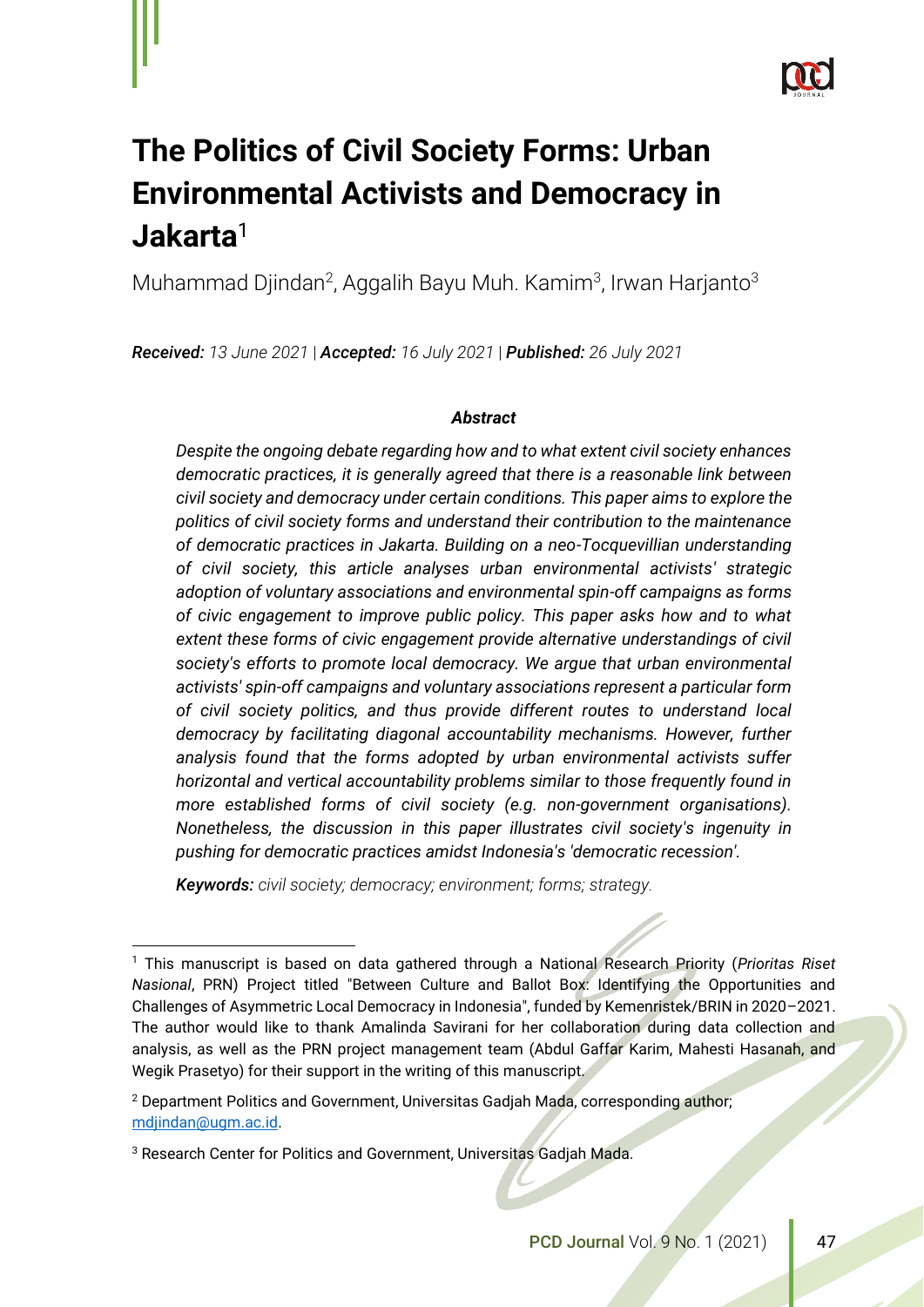# The Politics of Civil Society Forms: Urban Environmental Activists and Democracy in Jakarta[1]

Muhammad Djindan[2], Aggalih Bayu Muh. Kamim[3], Irwan Harjanto[3]

***Received:*** *13 June 2021* | ***Accepted:*** *16 July 2021* | ***Published:*** *26 July 2021*

### *Abstract*

*Despite the ongoing debate regarding how and to what extent civil society enhances democratic practices, it is generally agreed that there is a reasonable link between civil society and democracy under certain conditions. This paper aims to explore the politics of civil society forms and understand their contribution to the maintenance of democratic practices in Jakarta. Building on a neo-Tocquevillian understanding of civil society, this article analyses urban environmental activists' strategic adoption of voluntary associations and environmental spin-off campaigns as forms of civic engagement to improve public policy. This paper asks how and to what extent these forms of civic engagement provide alternative understandings of civil society's efforts to promote local democracy. We argue that urban environmental activists' spin-off campaigns and voluntary associations represent a particular form of civil society politics, and thus provide different routes to understand local democracy by facilitating diagonal accountability mechanisms. However, further analysis found that the forms adopted by urban environmental activists suffer horizontal and vertical accountability problems similar to those frequently found in more established forms of civil society (e.g. non-government organisations). Nonetheless, the discussion in this paper illustrates civil society's ingenuity in pushing for democratic practices amidst Indonesia's 'democratic recession'.*

***Keywords:*** *civil society; democracy; environment; forms; strategy.*

---

[1] This manuscript is based on data gathered through a National Research Priority (*Prioritas Riset Nasional*, PRN) Project titled "Between Culture and Ballot Box: Identifying the Opportunities and Challenges of Asymmetric Local Democracy in Indonesia", funded by Kemenristek/BRIN in 2020–2021. The author would like to thank Amalinda Savirani for her collaboration during data collection and analysis, as well as the PRN project management team (Abdul Gaffar Karim, Mahesti Hasanah, and Wegik Prasetyo) for their support in the writing of this manuscript.

[2] Department Politics and Government, Universitas Gadjah Mada, corresponding author; mdjindan@ugm.ac.id.

[3] Research Center for Politics and Government, Universitas Gadjah Mada.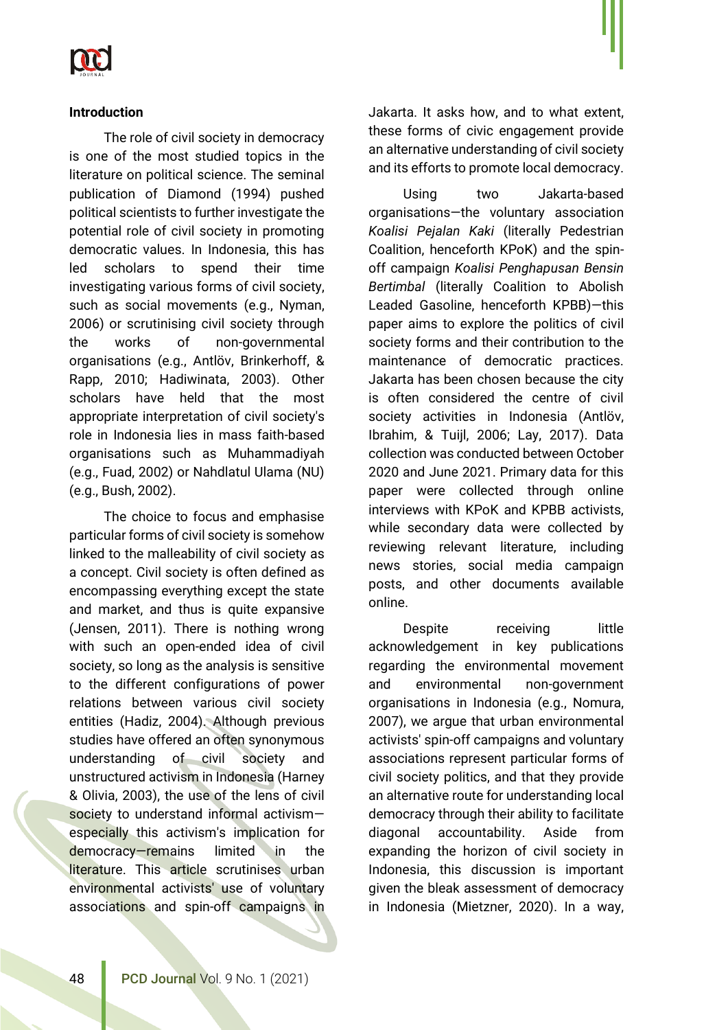## Introduction

The role of civil society in democracy is one of the most studied topics in the literature on political science. The seminal publication of Diamond (1994) pushed political scientists to further investigate the potential role of civil society in promoting democratic values. In Indonesia, this has led scholars to spend their time investigating various forms of civil society, such as social movements (e.g., Nyman, 2006) or scrutinising civil society through the works of non-governmental organisations (e.g., Antlöv, Brinkerhoff, & Rapp, 2010; Hadiwinata, 2003). Other scholars have held that the most appropriate interpretation of civil society's role in Indonesia lies in mass faith-based organisations such as Muhammadiyah (e.g., Fuad, 2002) or Nahdlatul Ulama (NU) (e.g., Bush, 2002).

The choice to focus and emphasise particular forms of civil society is somehow linked to the malleability of civil society as a concept. Civil society is often defined as encompassing everything except the state and market, and thus is quite expansive (Jensen, 2011). There is nothing wrong with such an open-ended idea of civil society, so long as the analysis is sensitive to the different configurations of power relations between various civil society entities (Hadiz, 2004). Although previous studies have offered an often synonymous understanding of civil society and unstructured activism in Indonesia (Harney & Olivia, 2003), the use of the lens of civil society to understand informal activism—especially this activism's implication for democracy—remains limited in the literature. This article scrutinises urban environmental activists' use of voluntary associations and spin-off campaigns in Jakarta. It asks how, and to what extent, these forms of civic engagement provide an alternative understanding of civil society and its efforts to promote local democracy.

Using two Jakarta-based organisations—the voluntary association *Koalisi Pejalan Kaki* (literally Pedestrian Coalition, henceforth KPoK) and the spin-off campaign *Koalisi Penghapusan Bensin Bertimbal* (literally Coalition to Abolish Leaded Gasoline, henceforth KPBB)—this paper aims to explore the politics of civil society forms and their contribution to the maintenance of democratic practices. Jakarta has been chosen because the city is often considered the centre of civil society activities in Indonesia (Antlöv, Ibrahim, & Tuijl, 2006; Lay, 2017). Data collection was conducted between October 2020 and June 2021. Primary data for this paper were collected through online interviews with KPoK and KPBB activists, while secondary data were collected by reviewing relevant literature, including news stories, social media campaign posts, and other documents available online.

Despite receiving little acknowledgement in key publications regarding the environmental movement and environmental non-government organisations in Indonesia (e.g., Nomura, 2007), we argue that urban environmental activists' spin-off campaigns and voluntary associations represent particular forms of civil society politics, and that they provide an alternative route for understanding local democracy through their ability to facilitate diagonal accountability. Aside from expanding the horizon of civil society in Indonesia, this discussion is important given the bleak assessment of democracy in Indonesia (Mietzner, 2020). In a way,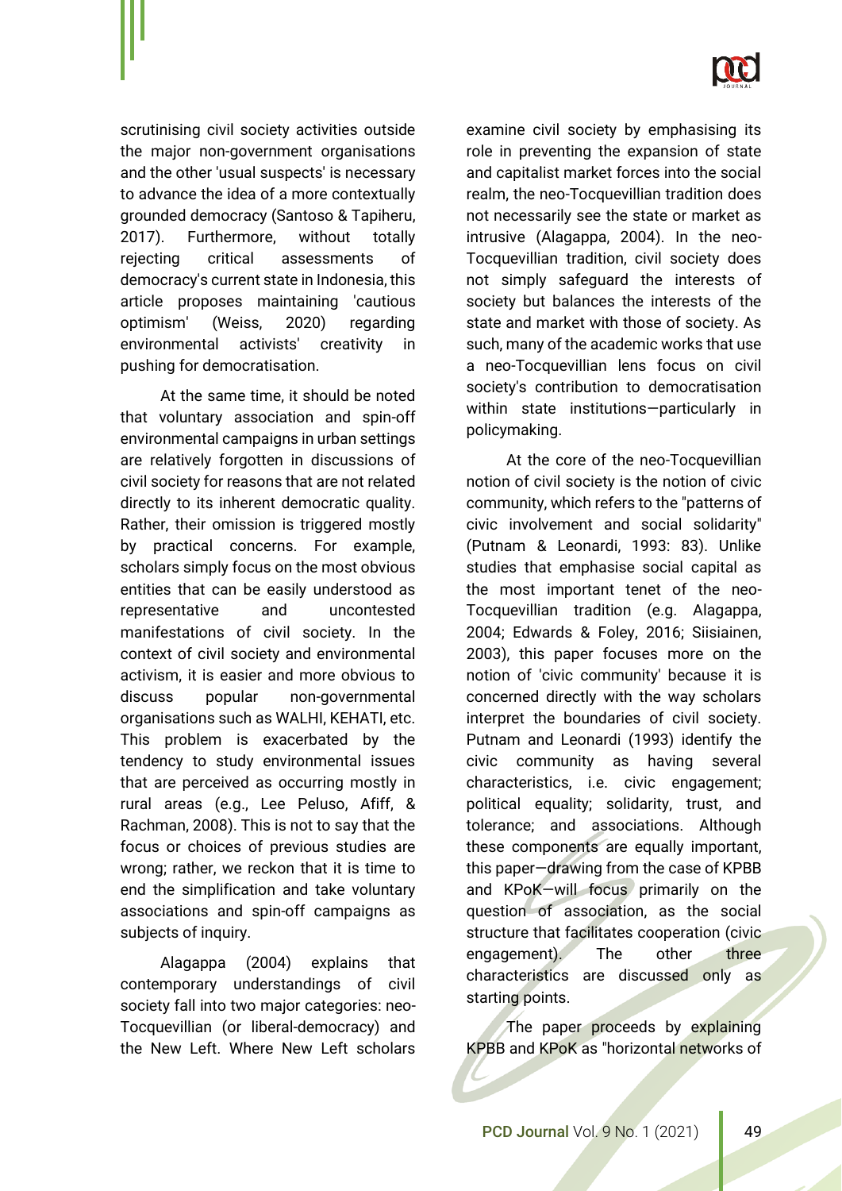scrutinising civil society activities outside the major non-government organisations and the other 'usual suspects' is necessary to advance the idea of a more contextually grounded democracy (Santoso & Tapiheru, 2017). Furthermore, without totally rejecting critical assessments of democracy's current state in Indonesia, this article proposes maintaining 'cautious optimism' (Weiss, 2020) regarding environmental activists' creativity in pushing for democratisation.

At the same time, it should be noted that voluntary association and spin-off environmental campaigns in urban settings are relatively forgotten in discussions of civil society for reasons that are not related directly to its inherent democratic quality. Rather, their omission is triggered mostly by practical concerns. For example, scholars simply focus on the most obvious entities that can be easily understood as representative and uncontested manifestations of civil society. In the context of civil society and environmental activism, it is easier and more obvious to discuss popular non-governmental organisations such as WALHI, KEHATI, etc. This problem is exacerbated by the tendency to study environmental issues that are perceived as occurring mostly in rural areas (e.g., Lee Peluso, Afiff, & Rachman, 2008). This is not to say that the focus or choices of previous studies are wrong; rather, we reckon that it is time to end the simplification and take voluntary associations and spin-off campaigns as subjects of inquiry.

Alagappa (2004) explains that contemporary understandings of civil society fall into two major categories: neo-Tocquevillian (or liberal-democracy) and the New Left. Where New Left scholars examine civil society by emphasising its role in preventing the expansion of state and capitalist market forces into the social realm, the neo-Tocquevillian tradition does not necessarily see the state or market as intrusive (Alagappa, 2004). In the neo-Tocquevillian tradition, civil society does not simply safeguard the interests of society but balances the interests of the state and market with those of society. As such, many of the academic works that use a neo-Tocquevillian lens focus on civil society's contribution to democratisation within state institutions—particularly in policymaking.

At the core of the neo-Tocquevillian notion of civil society is the notion of civic community, which refers to the "patterns of civic involvement and social solidarity" (Putnam & Leonardi, 1993: 83). Unlike studies that emphasise social capital as the most important tenet of the neo-Tocquevillian tradition (e.g. Alagappa, 2004; Edwards & Foley, 2016; Siisiainen, 2003), this paper focuses more on the notion of 'civic community' because it is concerned directly with the way scholars interpret the boundaries of civil society. Putnam and Leonardi (1993) identify the civic community as having several characteristics, i.e. civic engagement; political equality; solidarity, trust, and tolerance; and associations. Although these components are equally important, this paper—drawing from the case of KPBB and KPoK—will focus primarily on the question of association, as the social structure that facilitates cooperation (civic engagement). The other three characteristics are discussed only as starting points.

The paper proceeds by explaining KPBB and KPoK as "horizontal networks of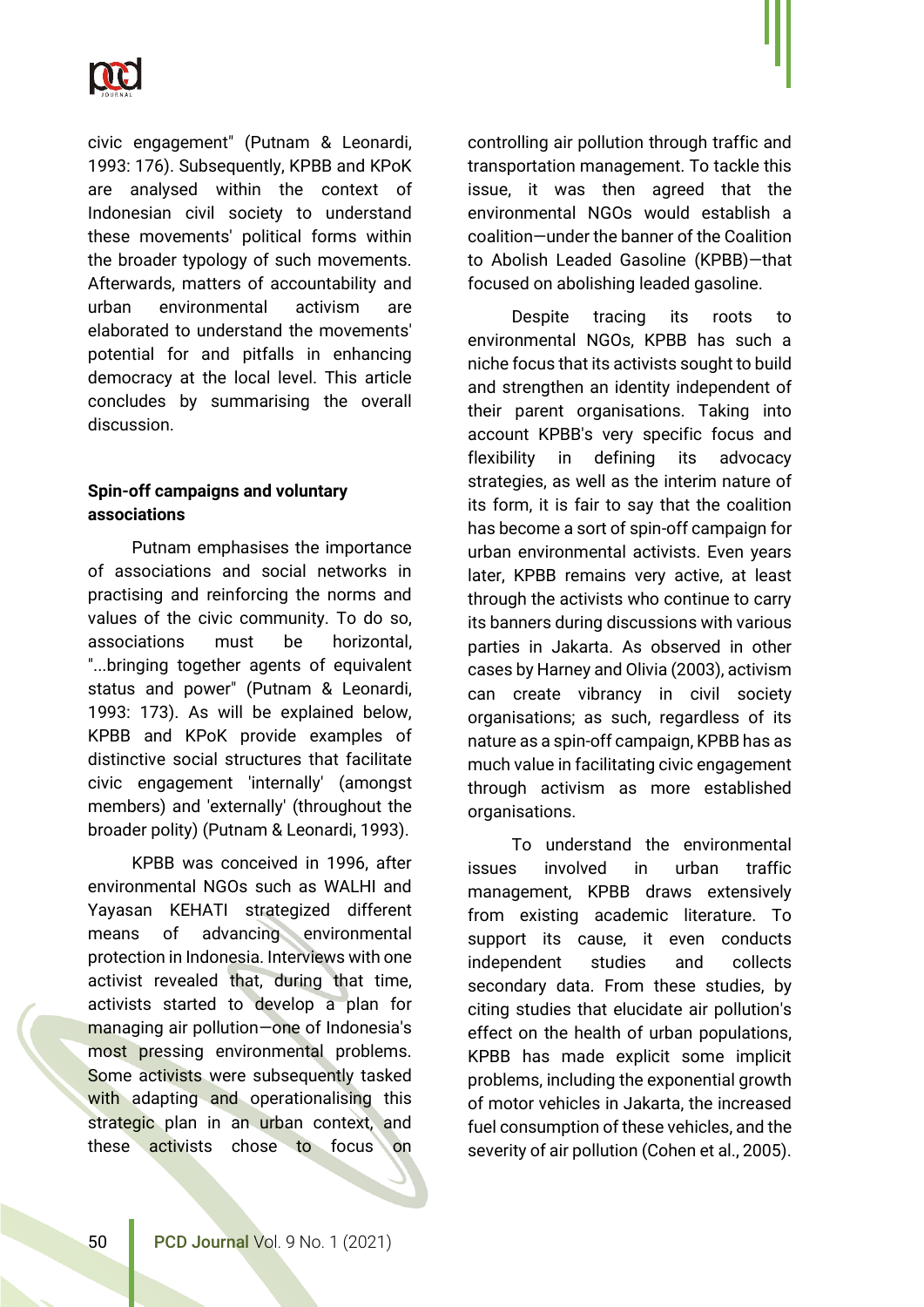civic engagement" (Putnam & Leonardi, 1993: 176). Subsequently, KPBB and KPoK are analysed within the context of Indonesian civil society to understand these movements' political forms within the broader typology of such movements. Afterwards, matters of accountability and urban environmental activism are elaborated to understand the movements' potential for and pitfalls in enhancing democracy at the local level. This article concludes by summarising the overall discussion.

## Spin-off campaigns and voluntary associations

Putnam emphasises the importance of associations and social networks in practising and reinforcing the norms and values of the civic community. To do so, associations must be horizontal, "...bringing together agents of equivalent status and power" (Putnam & Leonardi, 1993: 173). As will be explained below, KPBB and KPoK provide examples of distinctive social structures that facilitate civic engagement 'internally' (amongst members) and 'externally' (throughout the broader polity) (Putnam & Leonardi, 1993).

KPBB was conceived in 1996, after environmental NGOs such as WALHI and Yayasan KEHATI strategized different means of advancing environmental protection in Indonesia. Interviews with one activist revealed that, during that time, activists started to develop a plan for managing air pollution—one of Indonesia's most pressing environmental problems. Some activists were subsequently tasked with adapting and operationalising this strategic plan in an urban context, and these activists chose to focus on controlling air pollution through traffic and transportation management. To tackle this issue, it was then agreed that the environmental NGOs would establish a coalition—under the banner of the Coalition to Abolish Leaded Gasoline (KPBB)—that focused on abolishing leaded gasoline.

Despite tracing its roots to environmental NGOs, KPBB has such a niche focus that its activists sought to build and strengthen an identity independent of their parent organisations. Taking into account KPBB's very specific focus and flexibility in defining its advocacy strategies, as well as the interim nature of its form, it is fair to say that the coalition has become a sort of spin-off campaign for urban environmental activists. Even years later, KPBB remains very active, at least through the activists who continue to carry its banners during discussions with various parties in Jakarta. As observed in other cases by Harney and Olivia (2003), activism can create vibrancy in civil society organisations; as such, regardless of its nature as a spin-off campaign, KPBB has as much value in facilitating civic engagement through activism as more established organisations.

To understand the environmental issues involved in urban traffic management, KPBB draws extensively from existing academic literature. To support its cause, it even conducts independent studies and collects secondary data. From these studies, by citing studies that elucidate air pollution's effect on the health of urban populations, KPBB has made explicit some implicit problems, including the exponential growth of motor vehicles in Jakarta, the increased fuel consumption of these vehicles, and the severity of air pollution (Cohen et al., 2005).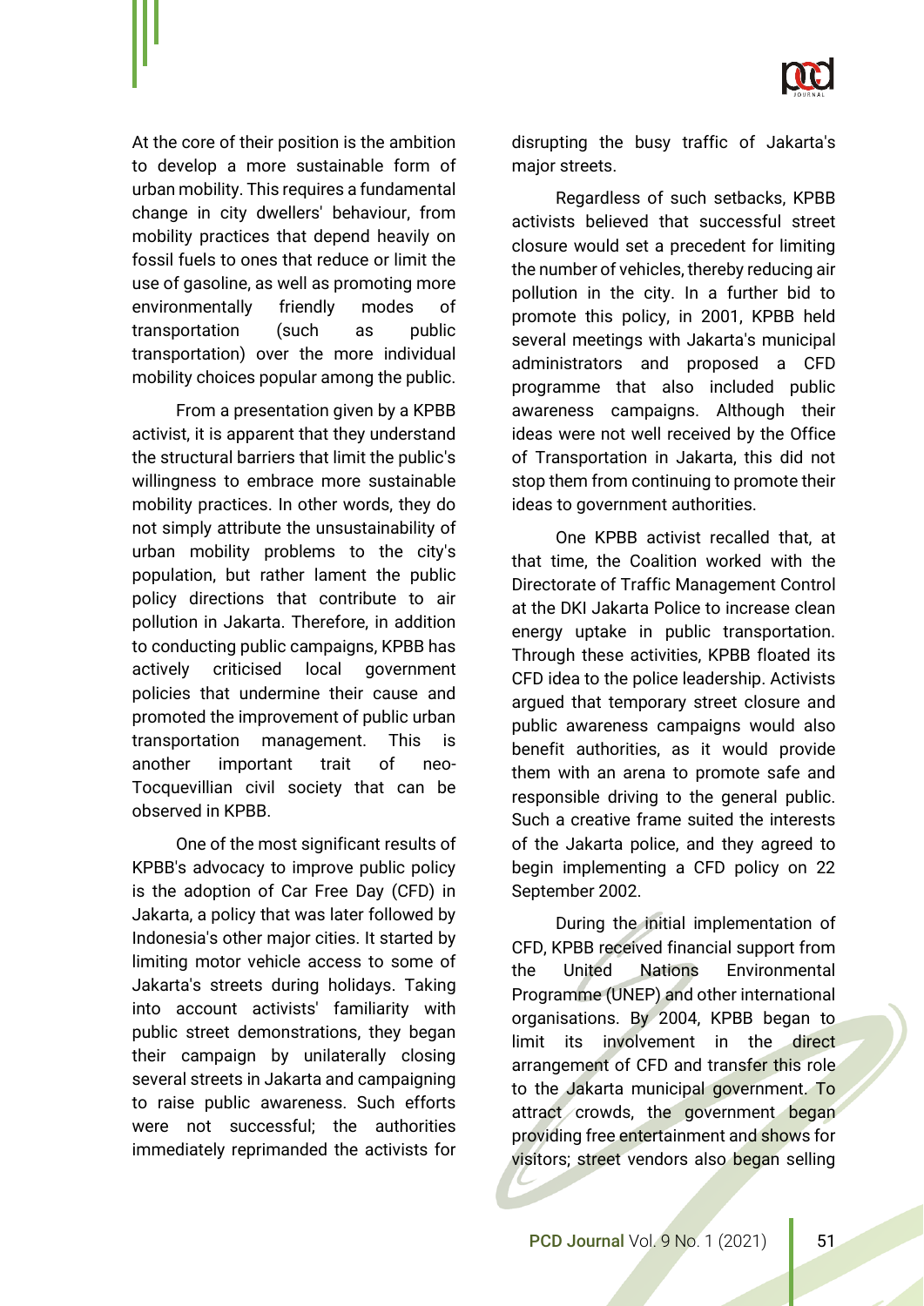At the core of their position is the ambition to develop a more sustainable form of urban mobility. This requires a fundamental change in city dwellers' behaviour, from mobility practices that depend heavily on fossil fuels to ones that reduce or limit the use of gasoline, as well as promoting more environmentally friendly modes of transportation (such as public transportation) over the more individual mobility choices popular among the public.

From a presentation given by a KPBB activist, it is apparent that they understand the structural barriers that limit the public's willingness to embrace more sustainable mobility practices. In other words, they do not simply attribute the unsustainability of urban mobility problems to the city's population, but rather lament the public policy directions that contribute to air pollution in Jakarta. Therefore, in addition to conducting public campaigns, KPBB has actively criticised local government policies that undermine their cause and promoted the improvement of public urban transportation management. This is another important trait of neo-Tocquevillian civil society that can be observed in KPBB.

One of the most significant results of KPBB's advocacy to improve public policy is the adoption of Car Free Day (CFD) in Jakarta, a policy that was later followed by Indonesia's other major cities. It started by limiting motor vehicle access to some of Jakarta's streets during holidays. Taking into account activists' familiarity with public street demonstrations, they began their campaign by unilaterally closing several streets in Jakarta and campaigning to raise public awareness. Such efforts were not successful; the authorities immediately reprimanded the activists for disrupting the busy traffic of Jakarta's major streets.

Regardless of such setbacks, KPBB activists believed that successful street closure would set a precedent for limiting the number of vehicles, thereby reducing air pollution in the city. In a further bid to promote this policy, in 2001, KPBB held several meetings with Jakarta's municipal administrators and proposed a CFD programme that also included public awareness campaigns. Although their ideas were not well received by the Office of Transportation in Jakarta, this did not stop them from continuing to promote their ideas to government authorities.

One KPBB activist recalled that, at that time, the Coalition worked with the Directorate of Traffic Management Control at the DKI Jakarta Police to increase clean energy uptake in public transportation. Through these activities, KPBB floated its CFD idea to the police leadership. Activists argued that temporary street closure and public awareness campaigns would also benefit authorities, as it would provide them with an arena to promote safe and responsible driving to the general public. Such a creative frame suited the interests of the Jakarta police, and they agreed to begin implementing a CFD policy on 22 September 2002.

During the initial implementation of CFD, KPBB received financial support from the United Nations Environmental Programme (UNEP) and other international organisations. By 2004, KPBB began to limit its involvement in the direct arrangement of CFD and transfer this role to the Jakarta municipal government. To attract crowds, the government began providing free entertainment and shows for visitors; street vendors also began selling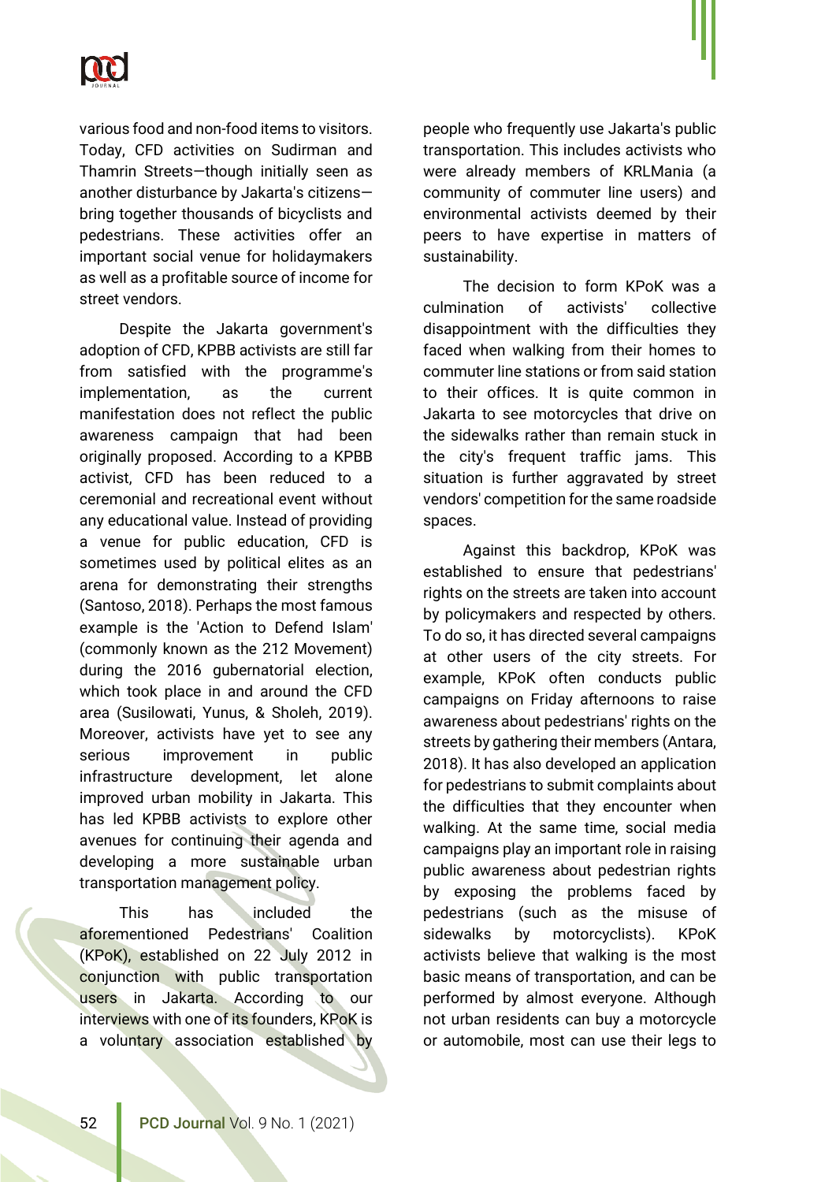various food and non-food items to visitors. Today, CFD activities on Sudirman and Thamrin Streets—though initially seen as another disturbance by Jakarta's citizens—bring together thousands of bicyclists and pedestrians. These activities offer an important social venue for holidaymakers as well as a profitable source of income for street vendors.

Despite the Jakarta government's adoption of CFD, KPBB activists are still far from satisfied with the programme's implementation, as the current manifestation does not reflect the public awareness campaign that had been originally proposed. According to a KPBB activist, CFD has been reduced to a ceremonial and recreational event without any educational value. Instead of providing a venue for public education, CFD is sometimes used by political elites as an arena for demonstrating their strengths (Santoso, 2018). Perhaps the most famous example is the 'Action to Defend Islam' (commonly known as the 212 Movement) during the 2016 gubernatorial election, which took place in and around the CFD area (Susilowati, Yunus, & Sholeh, 2019). Moreover, activists have yet to see any serious improvement in public infrastructure development, let alone improved urban mobility in Jakarta. This has led KPBB activists to explore other avenues for continuing their agenda and developing a more sustainable urban transportation management policy.

This has included the aforementioned Pedestrians' Coalition (KPoK), established on 22 July 2012 in conjunction with public transportation users in Jakarta. According to our interviews with one of its founders, KPoK is a voluntary association established by people who frequently use Jakarta's public transportation. This includes activists who were already members of KRLMania (a community of commuter line users) and environmental activists deemed by their peers to have expertise in matters of sustainability.

The decision to form KPoK was a culmination of activists' collective disappointment with the difficulties they faced when walking from their homes to commuter line stations or from said station to their offices. It is quite common in Jakarta to see motorcycles that drive on the sidewalks rather than remain stuck in the city's frequent traffic jams. This situation is further aggravated by street vendors' competition for the same roadside spaces.

Against this backdrop, KPoK was established to ensure that pedestrians' rights on the streets are taken into account by policymakers and respected by others. To do so, it has directed several campaigns at other users of the city streets. For example, KPoK often conducts public campaigns on Friday afternoons to raise awareness about pedestrians' rights on the streets by gathering their members (Antara, 2018). It has also developed an application for pedestrians to submit complaints about the difficulties that they encounter when walking. At the same time, social media campaigns play an important role in raising public awareness about pedestrian rights by exposing the problems faced by pedestrians (such as the misuse of sidewalks by motorcyclists). KPoK activists believe that walking is the most basic means of transportation, and can be performed by almost everyone. Although not urban residents can buy a motorcycle or automobile, most can use their legs to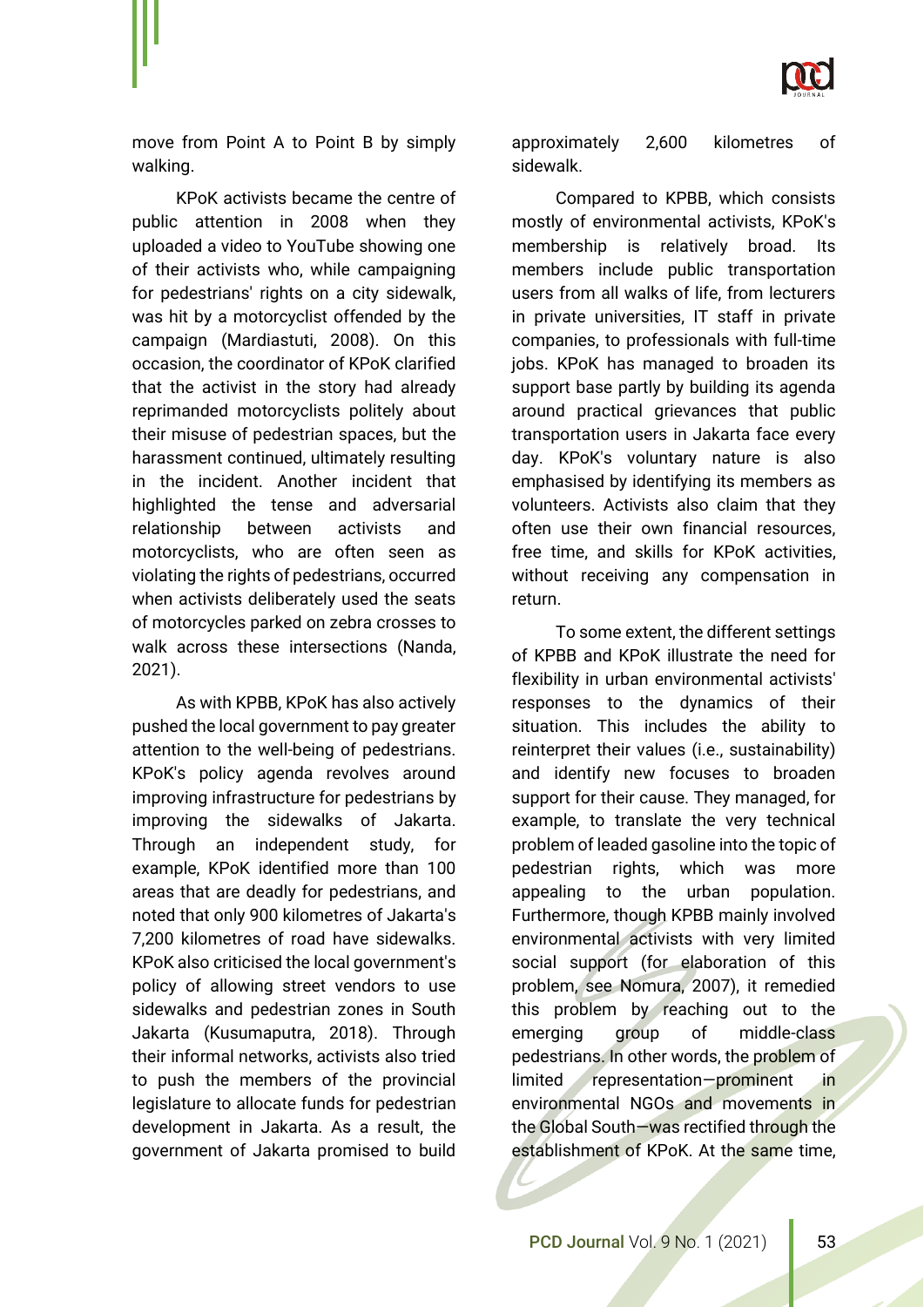move from Point A to Point B by simply walking.

KPoK activists became the centre of public attention in 2008 when they uploaded a video to YouTube showing one of their activists who, while campaigning for pedestrians' rights on a city sidewalk, was hit by a motorcyclist offended by the campaign (Mardiastuti, 2008). On this occasion, the coordinator of KPoK clarified that the activist in the story had already reprimanded motorcyclists politely about their misuse of pedestrian spaces, but the harassment continued, ultimately resulting in the incident. Another incident that highlighted the tense and adversarial relationship between activists and motorcyclists, who are often seen as violating the rights of pedestrians, occurred when activists deliberately used the seats of motorcycles parked on zebra crosses to walk across these intersections (Nanda, 2021).

As with KPBB, KPoK has also actively pushed the local government to pay greater attention to the well-being of pedestrians. KPoK's policy agenda revolves around improving infrastructure for pedestrians by improving the sidewalks of Jakarta. Through an independent study, for example, KPoK identified more than 100 areas that are deadly for pedestrians, and noted that only 900 kilometres of Jakarta's 7,200 kilometres of road have sidewalks. KPoK also criticised the local government's policy of allowing street vendors to use sidewalks and pedestrian zones in South Jakarta (Kusumaputra, 2018). Through their informal networks, activists also tried to push the members of the provincial legislature to allocate funds for pedestrian development in Jakarta. As a result, the government of Jakarta promised to build approximately 2,600 kilometres of sidewalk.

Compared to KPBB, which consists mostly of environmental activists, KPoK's membership is relatively broad. Its members include public transportation users from all walks of life, from lecturers in private universities, IT staff in private companies, to professionals with full-time jobs. KPoK has managed to broaden its support base partly by building its agenda around practical grievances that public transportation users in Jakarta face every day. KPoK's voluntary nature is also emphasised by identifying its members as volunteers. Activists also claim that they often use their own financial resources, free time, and skills for KPoK activities, without receiving any compensation in return.

To some extent, the different settings of KPBB and KPoK illustrate the need for flexibility in urban environmental activists' responses to the dynamics of their situation. This includes the ability to reinterpret their values (i.e., sustainability) and identify new focuses to broaden support for their cause. They managed, for example, to translate the very technical problem of leaded gasoline into the topic of pedestrian rights, which was more appealing to the urban population. Furthermore, though KPBB mainly involved environmental activists with very limited social support (for elaboration of this problem, see Nomura, 2007), it remedied this problem by reaching out to the emerging group of middle-class pedestrians. In other words, the problem of limited representation—prominent in environmental NGOs and movements in the Global South—was rectified through the establishment of KPoK. At the same time,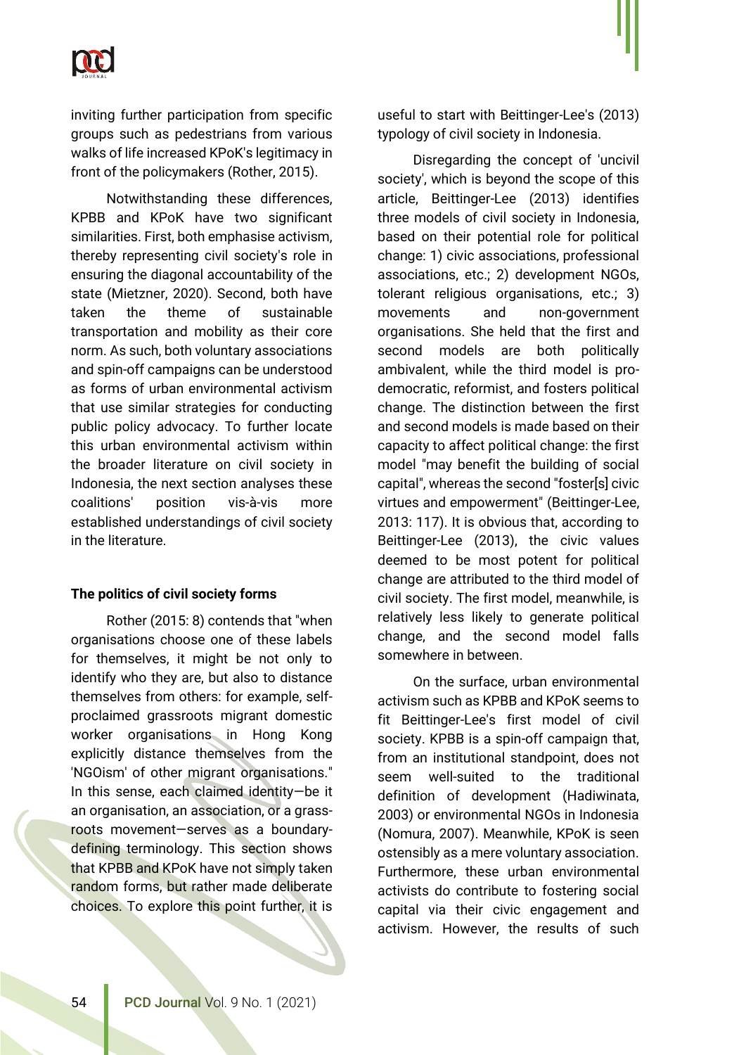inviting further participation from specific groups such as pedestrians from various walks of life increased KPoK's legitimacy in front of the policymakers (Rother, 2015).

Notwithstanding these differences, KPBB and KPoK have two significant similarities. First, both emphasise activism, thereby representing civil society's role in ensuring the diagonal accountability of the state (Mietzner, 2020). Second, both have taken the theme of sustainable transportation and mobility as their core norm. As such, both voluntary associations and spin-off campaigns can be understood as forms of urban environmental activism that use similar strategies for conducting public policy advocacy. To further locate this urban environmental activism within the broader literature on civil society in Indonesia, the next section analyses these coalitions' position vis-à-vis more established understandings of civil society in the literature.

**The politics of civil society forms**

Rother (2015: 8) contends that "when organisations choose one of these labels for themselves, it might be not only to identify who they are, but also to distance themselves from others: for example, self-proclaimed grassroots migrant domestic worker organisations in Hong Kong explicitly distance themselves from the 'NGOism' of other migrant organisations." In this sense, each claimed identity—be it an organisation, an association, or a grass-roots movement—serves as a boundary-defining terminology. This section shows that KPBB and KPoK have not simply taken random forms, but rather made deliberate choices. To explore this point further, it is useful to start with Beittinger-Lee's (2013) typology of civil society in Indonesia.

Disregarding the concept of 'uncivil society', which is beyond the scope of this article, Beittinger-Lee (2013) identifies three models of civil society in Indonesia, based on their potential role for political change: 1) civic associations, professional associations, etc.; 2) development NGOs, tolerant religious organisations, etc.; 3) movements and non-government organisations. She held that the first and second models are both politically ambivalent, while the third model is pro-democratic, reformist, and fosters political change. The distinction between the first and second models is made based on their capacity to affect political change: the first model "may benefit the building of social capital", whereas the second "foster[s] civic virtues and empowerment" (Beittinger-Lee, 2013: 117). It is obvious that, according to Beittinger-Lee (2013), the civic values deemed to be most potent for political change are attributed to the third model of civil society. The first model, meanwhile, is relatively less likely to generate political change, and the second model falls somewhere in between.

On the surface, urban environmental activism such as KPBB and KPoK seems to fit Beittinger-Lee's first model of civil society. KPBB is a spin-off campaign that, from an institutional standpoint, does not seem well-suited to the traditional definition of development (Hadiwinata, 2003) or environmental NGOs in Indonesia (Nomura, 2007). Meanwhile, KPoK is seen ostensibly as a mere voluntary association. Furthermore, these urban environmental activists do contribute to fostering social capital via their civic engagement and activism. However, the results of such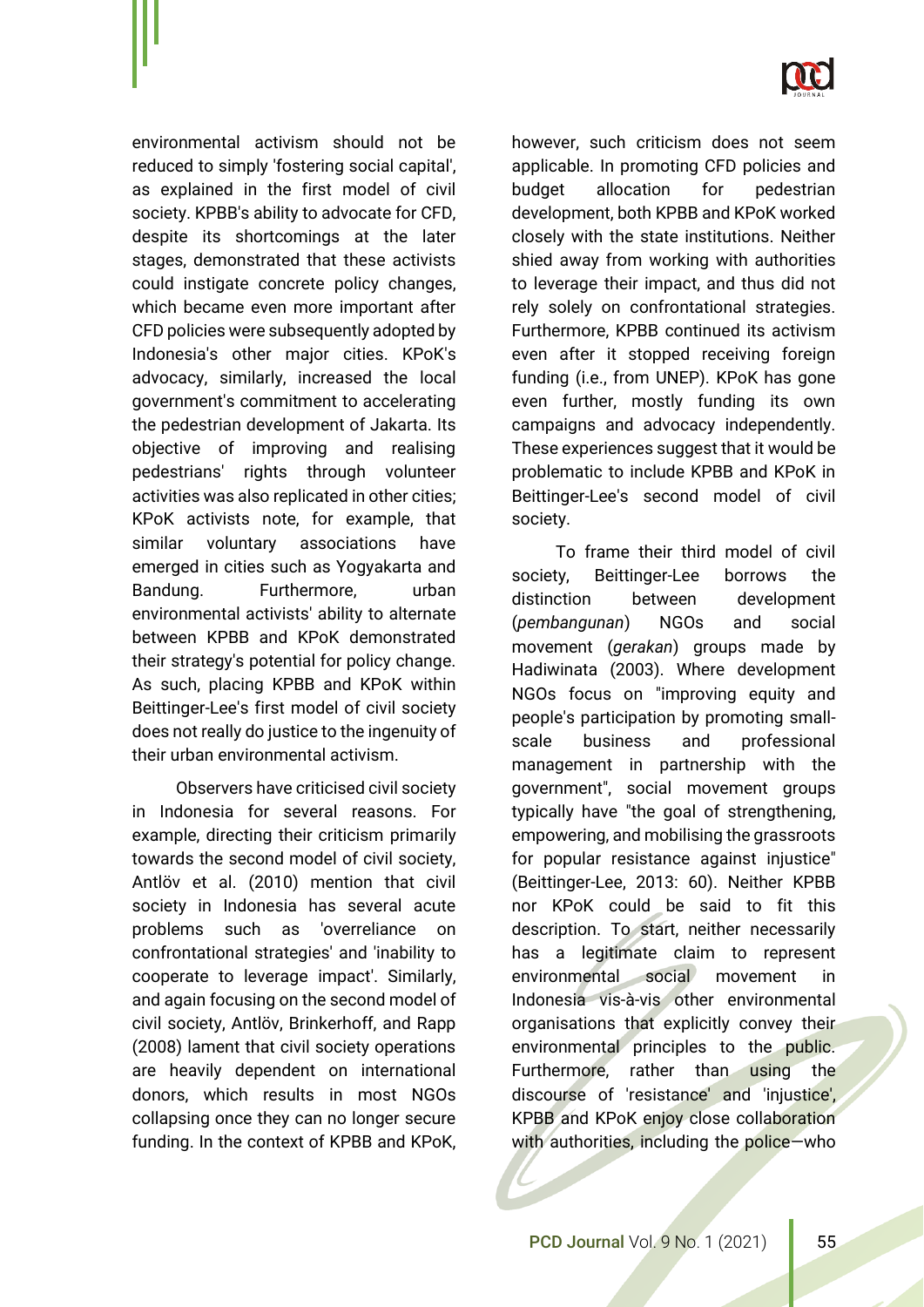environmental activism should not be reduced to simply 'fostering social capital', as explained in the first model of civil society. KPBB's ability to advocate for CFD, despite its shortcomings at the later stages, demonstrated that these activists could instigate concrete policy changes, which became even more important after CFD policies were subsequently adopted by Indonesia's other major cities. KPoK's advocacy, similarly, increased the local government's commitment to accelerating the pedestrian development of Jakarta. Its objective of improving and realising pedestrians' rights through volunteer activities was also replicated in other cities; KPoK activists note, for example, that similar voluntary associations have emerged in cities such as Yogyakarta and Bandung. Furthermore, urban environmental activists' ability to alternate between KPBB and KPoK demonstrated their strategy's potential for policy change. As such, placing KPBB and KPoK within Beittinger-Lee's first model of civil society does not really do justice to the ingenuity of their urban environmental activism.

Observers have criticised civil society in Indonesia for several reasons. For example, directing their criticism primarily towards the second model of civil society, Antlöv et al. (2010) mention that civil society in Indonesia has several acute problems such as 'overreliance on confrontational strategies' and 'inability to cooperate to leverage impact'. Similarly, and again focusing on the second model of civil society, Antlöv, Brinkerhoff, and Rapp (2008) lament that civil society operations are heavily dependent on international donors, which results in most NGOs collapsing once they can no longer secure funding. In the context of KPBB and KPoK, however, such criticism does not seem applicable. In promoting CFD policies and budget allocation for pedestrian development, both KPBB and KPoK worked closely with the state institutions. Neither shied away from working with authorities to leverage their impact, and thus did not rely solely on confrontational strategies. Furthermore, KPBB continued its activism even after it stopped receiving foreign funding (i.e., from UNEP). KPoK has gone even further, mostly funding its own campaigns and advocacy independently. These experiences suggest that it would be problematic to include KPBB and KPoK in Beittinger-Lee's second model of civil society.

To frame their third model of civil society, Beittinger-Lee borrows the distinction between development (*pembangunan*) NGOs and social movement (*gerakan*) groups made by Hadiwinata (2003). Where development NGOs focus on "improving equity and people's participation by promoting small-scale business and professional management in partnership with the government", social movement groups typically have "the goal of strengthening, empowering, and mobilising the grassroots for popular resistance against injustice" (Beittinger-Lee, 2013: 60). Neither KPBB nor KPoK could be said to fit this description. To start, neither necessarily has a legitimate claim to represent environmental social movement in Indonesia vis-à-vis other environmental organisations that explicitly convey their environmental principles to the public. Furthermore, rather than using the discourse of 'resistance' and 'injustice', KPBB and KPoK enjoy close collaboration with authorities, including the police—who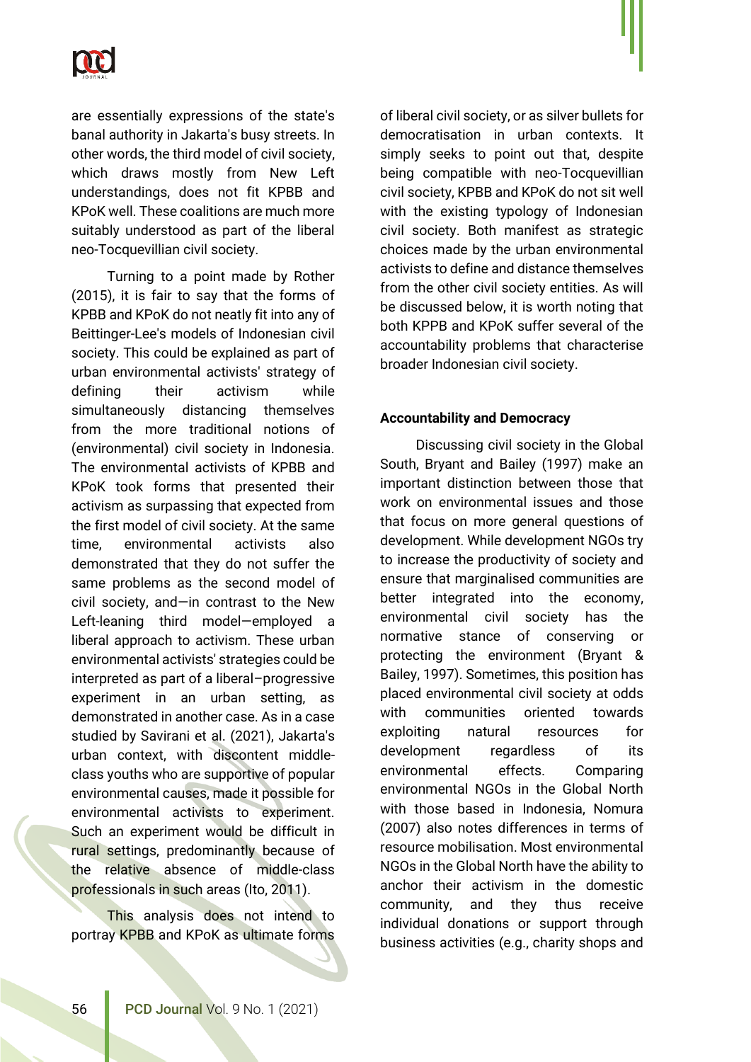are essentially expressions of the state's banal authority in Jakarta's busy streets. In other words, the third model of civil society, which draws mostly from New Left understandings, does not fit KPBB and KPoK well. These coalitions are much more suitably understood as part of the liberal neo-Tocquevillian civil society.

Turning to a point made by Rother (2015), it is fair to say that the forms of KPBB and KPoK do not neatly fit into any of Beittinger-Lee's models of Indonesian civil society. This could be explained as part of urban environmental activists' strategy of defining their activism while simultaneously distancing themselves from the more traditional notions of (environmental) civil society in Indonesia. The environmental activists of KPBB and KPoK took forms that presented their activism as surpassing that expected from the first model of civil society. At the same time, environmental activists also demonstrated that they do not suffer the same problems as the second model of civil society, and—in contrast to the New Left-leaning third model—employed a liberal approach to activism. These urban environmental activists' strategies could be interpreted as part of a liberal–progressive experiment in an urban setting, as demonstrated in another case. As in a case studied by Savirani et al. (2021), Jakarta's urban context, with discontent middle-class youths who are supportive of popular environmental causes, made it possible for environmental activists to experiment. Such an experiment would be difficult in rural settings, predominantly because of the relative absence of middle-class professionals in such areas (Ito, 2011).

This analysis does not intend to portray KPBB and KPoK as ultimate forms of liberal civil society, or as silver bullets for democratisation in urban contexts. It simply seeks to point out that, despite being compatible with neo-Tocquevillian civil society, KPBB and KPoK do not sit well with the existing typology of Indonesian civil society. Both manifest as strategic choices made by the urban environmental activists to define and distance themselves from the other civil society entities. As will be discussed below, it is worth noting that both KPPB and KPoK suffer several of the accountability problems that characterise broader Indonesian civil society.

**Accountability and Democracy**

Discussing civil society in the Global South, Bryant and Bailey (1997) make an important distinction between those that work on environmental issues and those that focus on more general questions of development. While development NGOs try to increase the productivity of society and ensure that marginalised communities are better integrated into the economy, environmental civil society has the normative stance of conserving or protecting the environment (Bryant & Bailey, 1997). Sometimes, this position has placed environmental civil society at odds with communities oriented towards exploiting natural resources for development regardless of its environmental effects. Comparing environmental NGOs in the Global North with those based in Indonesia, Nomura (2007) also notes differences in terms of resource mobilisation. Most environmental NGOs in the Global North have the ability to anchor their activism in the domestic community, and they thus receive individual donations or support through business activities (e.g., charity shops and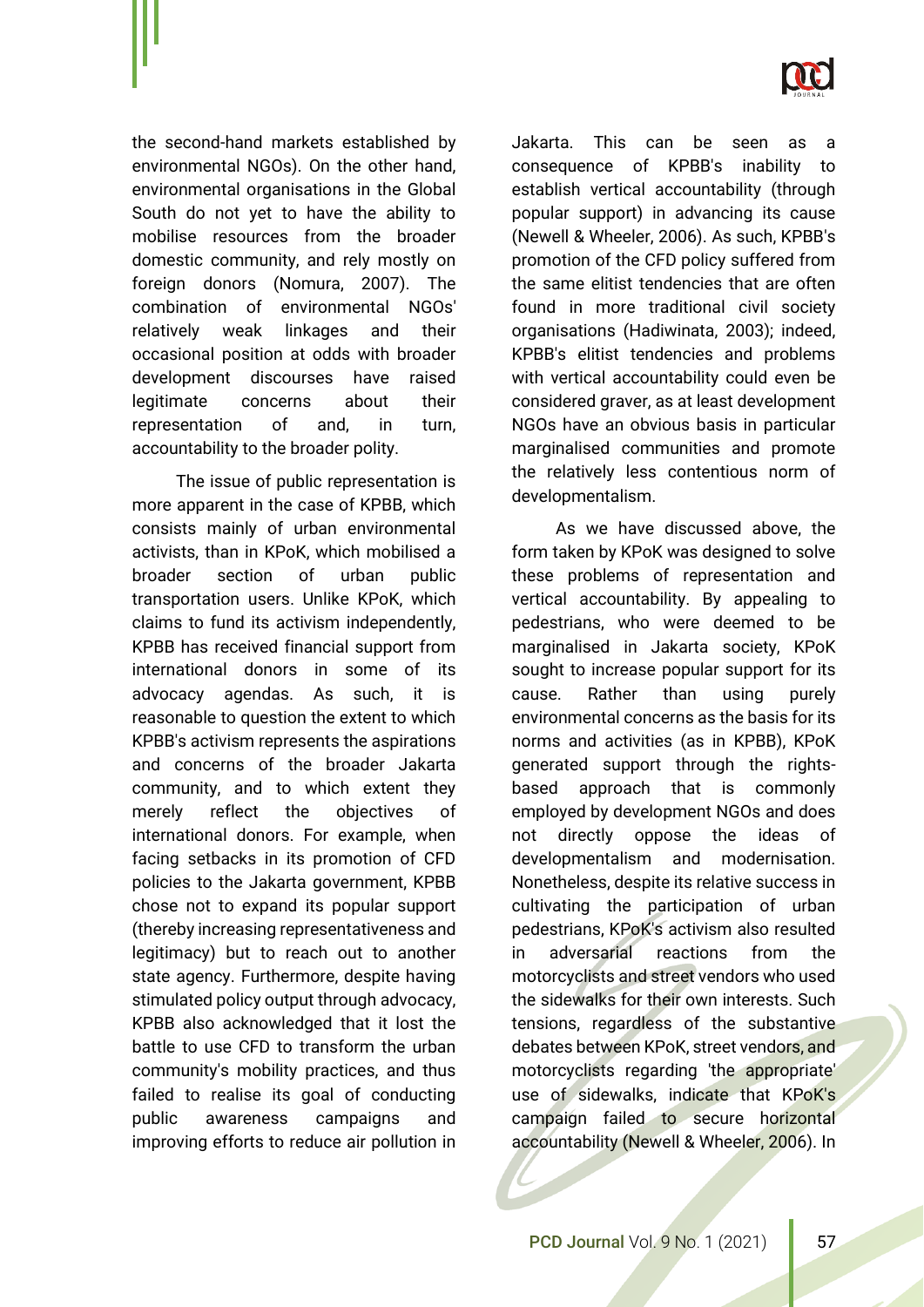the second-hand markets established by environmental NGOs). On the other hand, environmental organisations in the Global South do not yet to have the ability to mobilise resources from the broader domestic community, and rely mostly on foreign donors (Nomura, 2007). The combination of environmental NGOs' relatively weak linkages and their occasional position at odds with broader development discourses have raised legitimate concerns about their representation of and, in turn, accountability to the broader polity.

The issue of public representation is more apparent in the case of KPBB, which consists mainly of urban environmental activists, than in KPoK, which mobilised a broader section of urban public transportation users. Unlike KPoK, which claims to fund its activism independently, KPBB has received financial support from international donors in some of its advocacy agendas. As such, it is reasonable to question the extent to which KPBB's activism represents the aspirations and concerns of the broader Jakarta community, and to which extent they merely reflect the objectives of international donors. For example, when facing setbacks in its promotion of CFD policies to the Jakarta government, KPBB chose not to expand its popular support (thereby increasing representativeness and legitimacy) but to reach out to another state agency. Furthermore, despite having stimulated policy output through advocacy, KPBB also acknowledged that it lost the battle to use CFD to transform the urban community's mobility practices, and thus failed to realise its goal of conducting public awareness campaigns and improving efforts to reduce air pollution in Jakarta. This can be seen as a consequence of KPBB's inability to establish vertical accountability (through popular support) in advancing its cause (Newell & Wheeler, 2006). As such, KPBB's promotion of the CFD policy suffered from the same elitist tendencies that are often found in more traditional civil society organisations (Hadiwinata, 2003); indeed, KPBB's elitist tendencies and problems with vertical accountability could even be considered graver, as at least development NGOs have an obvious basis in particular marginalised communities and promote the relatively less contentious norm of developmentalism.

As we have discussed above, the form taken by KPoK was designed to solve these problems of representation and vertical accountability. By appealing to pedestrians, who were deemed to be marginalised in Jakarta society, KPoK sought to increase popular support for its cause. Rather than using purely environmental concerns as the basis for its norms and activities (as in KPBB), KPoK generated support through the rights-based approach that is commonly employed by development NGOs and does not directly oppose the ideas of developmentalism and modernisation. Nonetheless, despite its relative success in cultivating the participation of urban pedestrians, KPoK's activism also resulted in adversarial reactions from the motorcyclists and street vendors who used the sidewalks for their own interests. Such tensions, regardless of the substantive debates between KPoK, street vendors, and motorcyclists regarding 'the appropriate' use of sidewalks, indicate that KPoK's campaign failed to secure horizontal accountability (Newell & Wheeler, 2006). In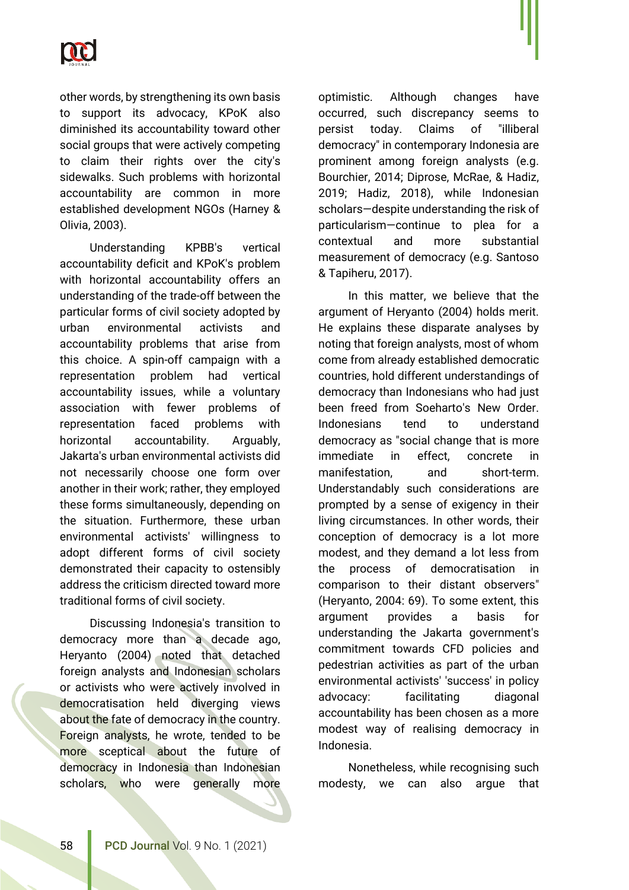other words, by strengthening its own basis to support its advocacy, KPoK also diminished its accountability toward other social groups that were actively competing to claim their rights over the city's sidewalks. Such problems with horizontal accountability are common in more established development NGOs (Harney & Olivia, 2003).

Understanding KPBB's vertical accountability deficit and KPoK's problem with horizontal accountability offers an understanding of the trade-off between the particular forms of civil society adopted by urban environmental activists and accountability problems that arise from this choice. A spin-off campaign with a representation problem had vertical accountability issues, while a voluntary association with fewer problems of representation faced problems with horizontal accountability. Arguably, Jakarta's urban environmental activists did not necessarily choose one form over another in their work; rather, they employed these forms simultaneously, depending on the situation. Furthermore, these urban environmental activists' willingness to adopt different forms of civil society demonstrated their capacity to ostensibly address the criticism directed toward more traditional forms of civil society.

Discussing Indonesia's transition to democracy more than a decade ago, Heryanto (2004) noted that detached foreign analysts and Indonesian scholars or activists who were actively involved in democratisation held diverging views about the fate of democracy in the country. Foreign analysts, he wrote, tended to be more sceptical about the future of democracy in Indonesia than Indonesian scholars, who were generally more optimistic. Although changes have occurred, such discrepancy seems to persist today. Claims of "illiberal democracy" in contemporary Indonesia are prominent among foreign analysts (e.g. Bourchier, 2014; Diprose, McRae, & Hadiz, 2019; Hadiz, 2018), while Indonesian scholars—despite understanding the risk of particularism—continue to plea for a contextual and more substantial measurement of democracy (e.g. Santoso & Tapiheru, 2017).

In this matter, we believe that the argument of Heryanto (2004) holds merit. He explains these disparate analyses by noting that foreign analysts, most of whom come from already established democratic countries, hold different understandings of democracy than Indonesians who had just been freed from Soeharto's New Order. Indonesians tend to understand democracy as "social change that is more immediate in effect, concrete in manifestation, and short-term. Understandably such considerations are prompted by a sense of exigency in their living circumstances. In other words, their conception of democracy is a lot more modest, and they demand a lot less from the process of democratisation in comparison to their distant observers" (Heryanto, 2004: 69). To some extent, this argument provides a basis for understanding the Jakarta government's commitment towards CFD policies and pedestrian activities as part of the urban environmental activists' 'success' in policy advocacy: facilitating diagonal accountability has been chosen as a more modest way of realising democracy in Indonesia.

Nonetheless, while recognising such modesty, we can also argue that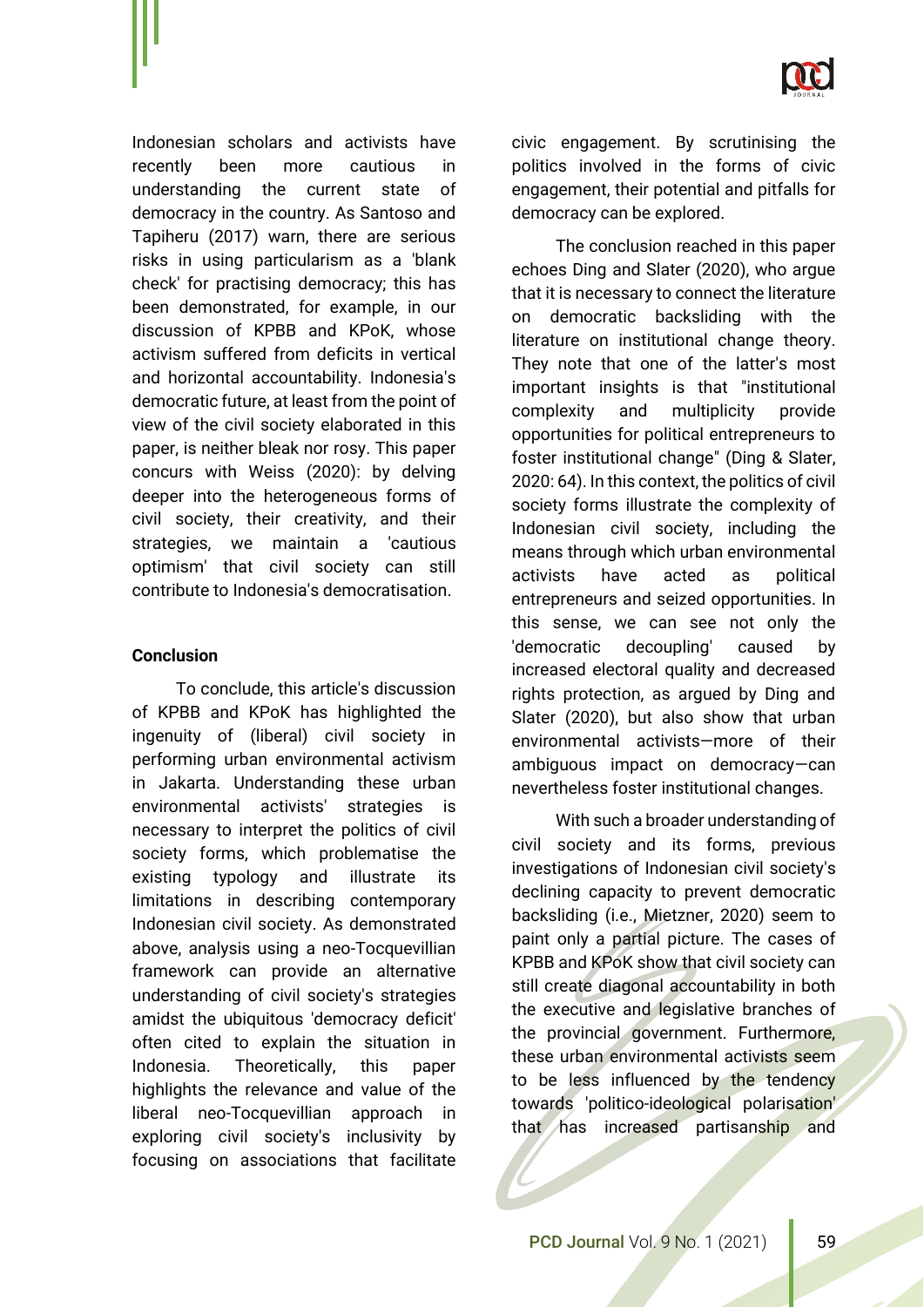Indonesian scholars and activists have recently been more cautious in understanding the current state of democracy in the country. As Santoso and Tapiheru (2017) warn, there are serious risks in using particularism as a 'blank check' for practising democracy; this has been demonstrated, for example, in our discussion of KPBB and KPoK, whose activism suffered from deficits in vertical and horizontal accountability. Indonesia's democratic future, at least from the point of view of the civil society elaborated in this paper, is neither bleak nor rosy. This paper concurs with Weiss (2020): by delving deeper into the heterogeneous forms of civil society, their creativity, and their strategies, we maintain a 'cautious optimism' that civil society can still contribute to Indonesia's democratisation.

## Conclusion

To conclude, this article's discussion of KPBB and KPoK has highlighted the ingenuity of (liberal) civil society in performing urban environmental activism in Jakarta. Understanding these urban environmental activists' strategies is necessary to interpret the politics of civil society forms, which problematise the existing typology and illustrate its limitations in describing contemporary Indonesian civil society. As demonstrated above, analysis using a neo-Tocquevillian framework can provide an alternative understanding of civil society's strategies amidst the ubiquitous 'democracy deficit' often cited to explain the situation in Indonesia. Theoretically, this paper highlights the relevance and value of the liberal neo-Tocquevillian approach in exploring civil society's inclusivity by focusing on associations that facilitate civic engagement. By scrutinising the politics involved in the forms of civic engagement, their potential and pitfalls for democracy can be explored.

The conclusion reached in this paper echoes Ding and Slater (2020), who argue that it is necessary to connect the literature on democratic backsliding with the literature on institutional change theory. They note that one of the latter's most important insights is that "institutional complexity and multiplicity provide opportunities for political entrepreneurs to foster institutional change" (Ding & Slater, 2020: 64). In this context, the politics of civil society forms illustrate the complexity of Indonesian civil society, including the means through which urban environmental activists have acted as political entrepreneurs and seized opportunities. In this sense, we can see not only the 'democratic decoupling' caused by increased electoral quality and decreased rights protection, as argued by Ding and Slater (2020), but also show that urban environmental activists—more of their ambiguous impact on democracy—can nevertheless foster institutional changes.

With such a broader understanding of civil society and its forms, previous investigations of Indonesian civil society's declining capacity to prevent democratic backsliding (i.e., Mietzner, 2020) seem to paint only a partial picture. The cases of KPBB and KPoK show that civil society can still create diagonal accountability in both the executive and legislative branches of the provincial government. Furthermore, these urban environmental activists seem to be less influenced by the tendency towards 'politico-ideological polarisation' that has increased partisanship and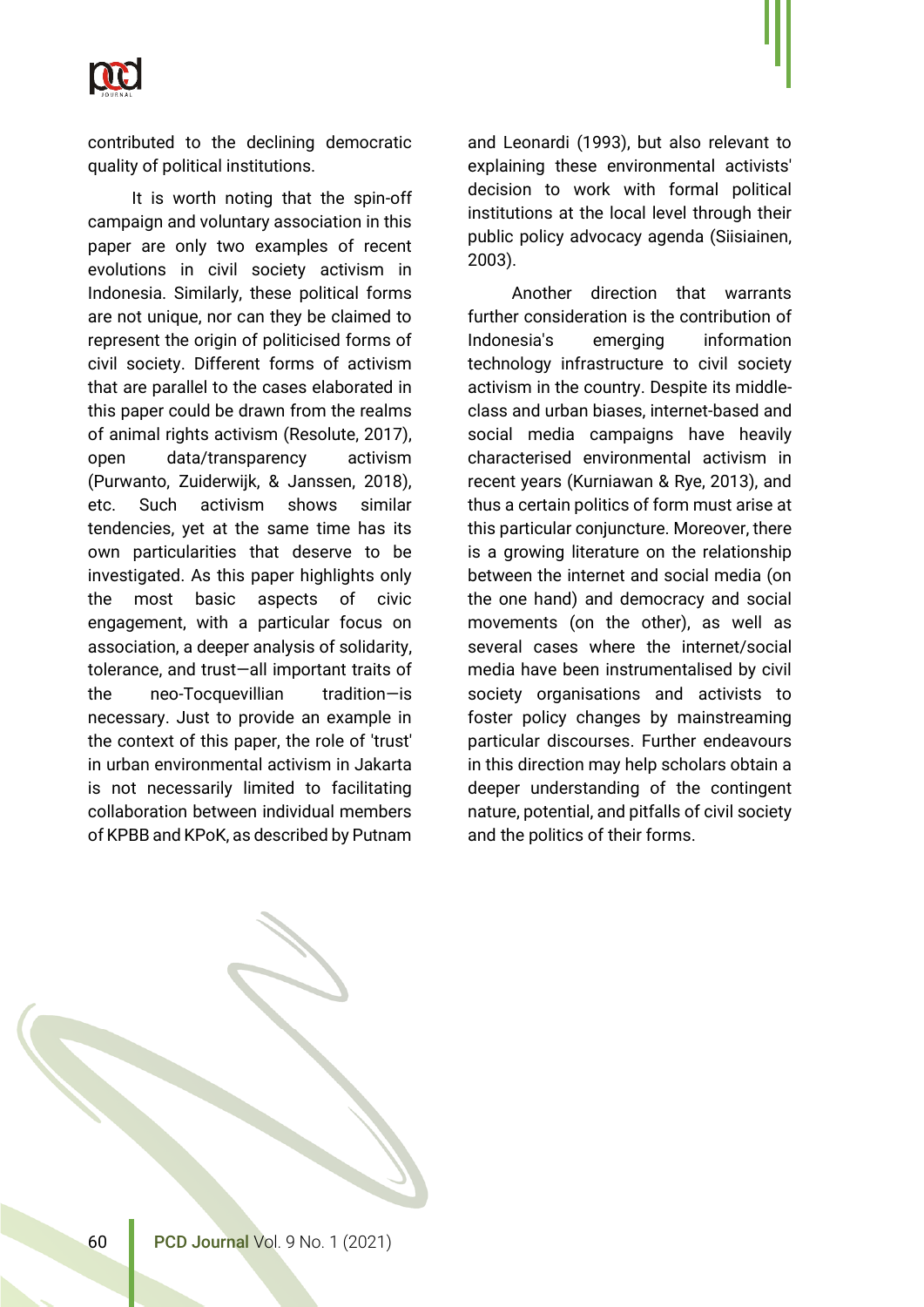contributed to the declining democratic quality of political institutions.

It is worth noting that the spin-off campaign and voluntary association in this paper are only two examples of recent evolutions in civil society activism in Indonesia. Similarly, these political forms are not unique, nor can they be claimed to represent the origin of politicised forms of civil society. Different forms of activism that are parallel to the cases elaborated in this paper could be drawn from the realms of animal rights activism (Resolute, 2017), open data/transparency activism (Purwanto, Zuiderwijk, & Janssen, 2018), etc. Such activism shows similar tendencies, yet at the same time has its own particularities that deserve to be investigated. As this paper highlights only the most basic aspects of civic engagement, with a particular focus on association, a deeper analysis of solidarity, tolerance, and trust—all important traits of the neo-Tocquevillian tradition—is necessary. Just to provide an example in the context of this paper, the role of 'trust' in urban environmental activism in Jakarta is not necessarily limited to facilitating collaboration between individual members of KPBB and KPoK, as described by Putnam and Leonardi (1993), but also relevant to explaining these environmental activists' decision to work with formal political institutions at the local level through their public policy advocacy agenda (Siisiainen, 2003).

Another direction that warrants further consideration is the contribution of Indonesia's emerging information technology infrastructure to civil society activism in the country. Despite its middle-class and urban biases, internet-based and social media campaigns have heavily characterised environmental activism in recent years (Kurniawan & Rye, 2013), and thus a certain politics of form must arise at this particular conjuncture. Moreover, there is a growing literature on the relationship between the internet and social media (on the one hand) and democracy and social movements (on the other), as well as several cases where the internet/social media have been instrumentalised by civil society organisations and activists to foster policy changes by mainstreaming particular discourses. Further endeavours in this direction may help scholars obtain a deeper understanding of the contingent nature, potential, and pitfalls of civil society and the politics of their forms.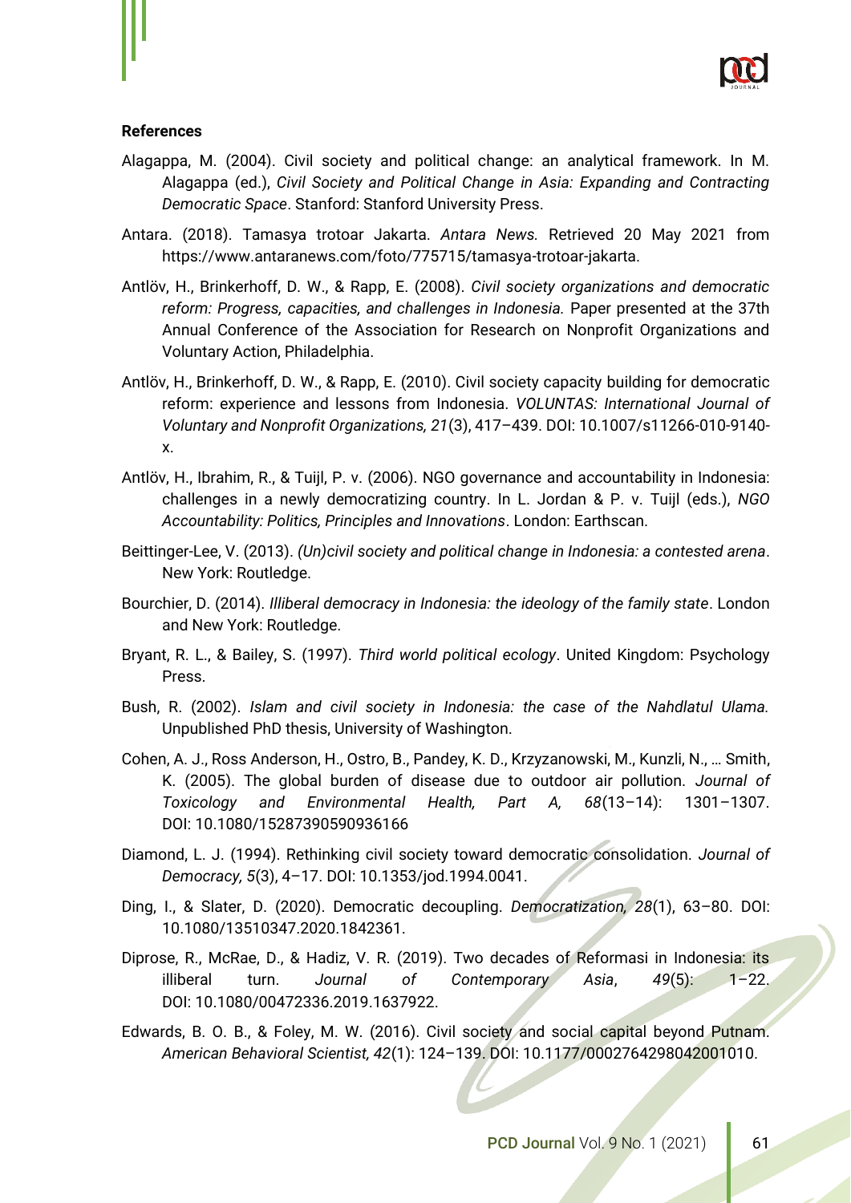**References**

Alagappa, M. (2004). Civil society and political change: an analytical framework. In M. Alagappa (ed.), *Civil Society and Political Change in Asia: Expanding and Contracting Democratic Space*. Stanford: Stanford University Press.

Antara. (2018). Tamasya trotoar Jakarta. *Antara News.* Retrieved 20 May 2021 from https://www.antaranews.com/foto/775715/tamasya-trotoar-jakarta.

Antlöv, H., Brinkerhoff, D. W., & Rapp, E. (2008). *Civil society organizations and democratic reform: Progress, capacities, and challenges in Indonesia.* Paper presented at the 37th Annual Conference of the Association for Research on Nonprofit Organizations and Voluntary Action, Philadelphia.

Antlöv, H., Brinkerhoff, D. W., & Rapp, E. (2010). Civil society capacity building for democratic reform: experience and lessons from Indonesia. *VOLUNTAS: International Journal of Voluntary and Nonprofit Organizations, 21*(3), 417–439. DOI: 10.1007/s11266-010-9140-x.

Antlöv, H., Ibrahim, R., & Tuijl, P. v. (2006). NGO governance and accountability in Indonesia: challenges in a newly democratizing country. In L. Jordan & P. v. Tuijl (eds.), *NGO Accountability: Politics, Principles and Innovations*. London: Earthscan.

Beittinger-Lee, V. (2013). *(Un)civil society and political change in Indonesia: a contested arena*. New York: Routledge.

Bourchier, D. (2014). *Illiberal democracy in Indonesia: the ideology of the family state*. London and New York: Routledge.

Bryant, R. L., & Bailey, S. (1997). *Third world political ecology*. United Kingdom: Psychology Press.

Bush, R. (2002). *Islam and civil society in Indonesia: the case of the Nahdlatul Ulama.* Unpublished PhD thesis, University of Washington.

Cohen, A. J., Ross Anderson, H., Ostro, B., Pandey, K. D., Krzyzanowski, M., Kunzli, N., … Smith, K. (2005). The global burden of disease due to outdoor air pollution. *Journal of Toxicology and Environmental Health, Part A, 68*(13–14): 1301–1307. DOI: 10.1080/15287390590936166

Diamond, L. J. (1994). Rethinking civil society toward democratic consolidation. *Journal of Democracy, 5*(3), 4–17. DOI: 10.1353/jod.1994.0041.

Ding, I., & Slater, D. (2020). Democratic decoupling. *Democratization, 28*(1), 63–80. DOI: 10.1080/13510347.2020.1842361.

Diprose, R., McRae, D., & Hadiz, V. R. (2019). Two decades of Reformasi in Indonesia: its illiberal turn. *Journal of Contemporary Asia*, *49*(5): 1–22. DOI: 10.1080/00472336.2019.1637922.

Edwards, B. O. B., & Foley, M. W. (2016). Civil society and social capital beyond Putnam. *American Behavioral Scientist, 42*(1): 124–139. DOI: 10.1177/0002764298042001010.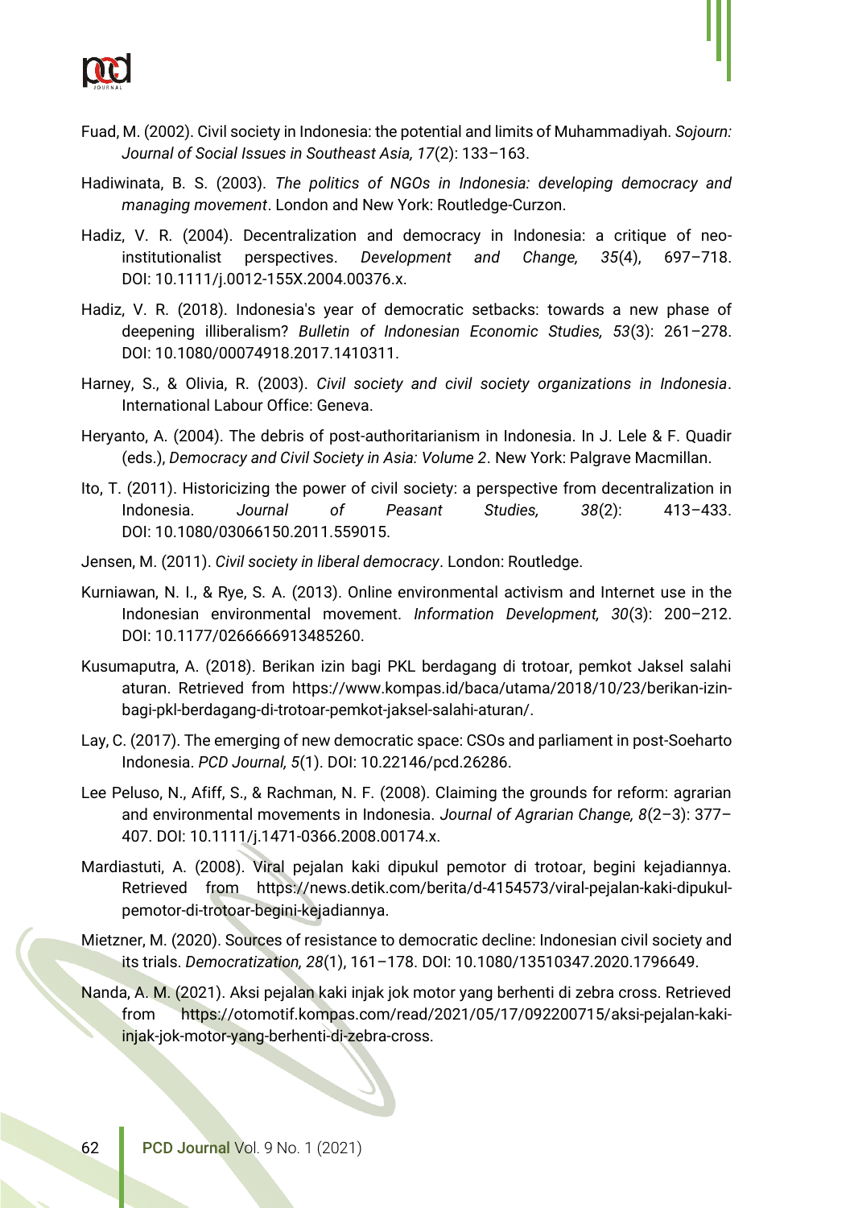Fuad, M. (2002). Civil society in Indonesia: the potential and limits of Muhammadiyah. *Sojourn: Journal of Social Issues in Southeast Asia, 17*(2): 133–163.

Hadiwinata, B. S. (2003). *The politics of NGOs in Indonesia: developing democracy and managing movement*. London and New York: Routledge-Curzon.

Hadiz, V. R. (2004). Decentralization and democracy in Indonesia: a critique of neo-institutionalist perspectives. *Development and Change, 35*(4), 697–718. DOI: 10.1111/j.0012-155X.2004.00376.x.

Hadiz, V. R. (2018). Indonesia's year of democratic setbacks: towards a new phase of deepening illiberalism? *Bulletin of Indonesian Economic Studies, 53*(3): 261–278. DOI: 10.1080/00074918.2017.1410311.

Harney, S., & Olivia, R. (2003). *Civil society and civil society organizations in Indonesia*. International Labour Office: Geneva.

Heryanto, A. (2004). The debris of post-authoritarianism in Indonesia. In J. Lele & F. Quadir (eds.), *Democracy and Civil Society in Asia: Volume 2*. New York: Palgrave Macmillan.

Ito, T. (2011). Historicizing the power of civil society: a perspective from decentralization in Indonesia. *Journal of Peasant Studies, 38*(2): 413–433. DOI: 10.1080/03066150.2011.559015.

Jensen, M. (2011). *Civil society in liberal democracy*. London: Routledge.

Kurniawan, N. I., & Rye, S. A. (2013). Online environmental activism and Internet use in the Indonesian environmental movement. *Information Development, 30*(3): 200–212. DOI: 10.1177/0266666913485260.

Kusumaputra, A. (2018). Berikan izin bagi PKL berdagang di trotoar, pemkot Jaksel salahi aturan. Retrieved from https://www.kompas.id/baca/utama/2018/10/23/berikan-izin-bagi-pkl-berdagang-di-trotoar-pemkot-jaksel-salahi-aturan/.

Lay, C. (2017). The emerging of new democratic space: CSOs and parliament in post-Soeharto Indonesia. *PCD Journal, 5*(1). DOI: 10.22146/pcd.26286.

Lee Peluso, N., Afiff, S., & Rachman, N. F. (2008). Claiming the grounds for reform: agrarian and environmental movements in Indonesia. *Journal of Agrarian Change, 8*(2–3): 377–407. DOI: 10.1111/j.1471-0366.2008.00174.x.

Mardiastuti, A. (2008). Viral pejalan kaki dipukul pemotor di trotoar, begini kejadiannya. Retrieved from https://news.detik.com/berita/d-4154573/viral-pejalan-kaki-dipukul-pemotor-di-trotoar-begini-kejadiannya.

Mietzner, M. (2020). Sources of resistance to democratic decline: Indonesian civil society and its trials. *Democratization, 28*(1), 161–178. DOI: 10.1080/13510347.2020.1796649.

Nanda, A. M. (2021). Aksi pejalan kaki injak jok motor yang berhenti di zebra cross. Retrieved from https://otomotif.kompas.com/read/2021/05/17/092200715/aksi-pejalan-kaki-injak-jok-motor-yang-berhenti-di-zebra-cross.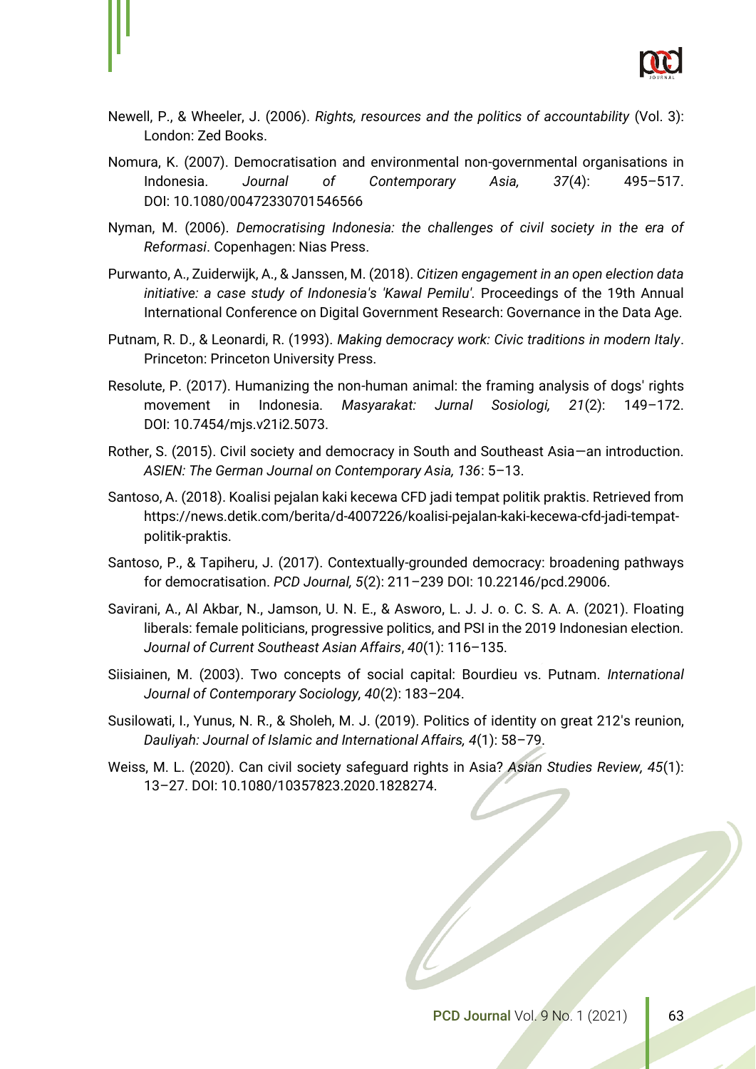Newell, P., & Wheeler, J. (2006). *Rights, resources and the politics of accountability* (Vol. 3): London: Zed Books.

Nomura, K. (2007). Democratisation and environmental non-governmental organisations in Indonesia. *Journal of Contemporary Asia, 37*(4): 495–517. DOI: 10.1080/00472330701546566

Nyman, M. (2006). *Democratising Indonesia: the challenges of civil society in the era of Reformasi*. Copenhagen: Nias Press.

Purwanto, A., Zuiderwijk, A., & Janssen, M. (2018). *Citizen engagement in an open election data initiative: a case study of Indonesia's 'Kawal Pemilu'.* Proceedings of the 19th Annual International Conference on Digital Government Research: Governance in the Data Age.

Putnam, R. D., & Leonardi, R. (1993). *Making democracy work: Civic traditions in modern Italy*. Princeton: Princeton University Press.

Resolute, P. (2017). Humanizing the non-human animal: the framing analysis of dogs' rights movement in Indonesia. *Masyarakat: Jurnal Sosiologi, 21*(2): 149–172. DOI: 10.7454/mjs.v21i2.5073.

Rother, S. (2015). Civil society and democracy in South and Southeast Asia—an introduction. *ASIEN: The German Journal on Contemporary Asia, 136*: 5–13.

Santoso, A. (2018). Koalisi pejalan kaki kecewa CFD jadi tempat politik praktis. Retrieved from https://news.detik.com/berita/d-4007226/koalisi-pejalan-kaki-kecewa-cfd-jadi-tempat-politik-praktis.

Santoso, P., & Tapiheru, J. (2017). Contextually-grounded democracy: broadening pathways for democratisation. *PCD Journal, 5*(2): 211–239 DOI: 10.22146/pcd.29006.

Savirani, A., Al Akbar, N., Jamson, U. N. E., & Asworo, L. J. J. o. C. S. A. A. (2021). Floating liberals: female politicians, progressive politics, and PSI in the 2019 Indonesian election. *Journal of Current Southeast Asian Affairs*, *40*(1): 116–135.

Siisiainen, M. (2003). Two concepts of social capital: Bourdieu vs. Putnam. *International Journal of Contemporary Sociology, 40*(2): 183–204.

Susilowati, I., Yunus, N. R., & Sholeh, M. J. (2019). Politics of identity on great 212's reunion, *Dauliyah: Journal of Islamic and International Affairs, 4*(1): 58–79.

Weiss, M. L. (2020). Can civil society safeguard rights in Asia? *Asian Studies Review, 45*(1): 13–27. DOI: 10.1080/10357823.2020.1828274.